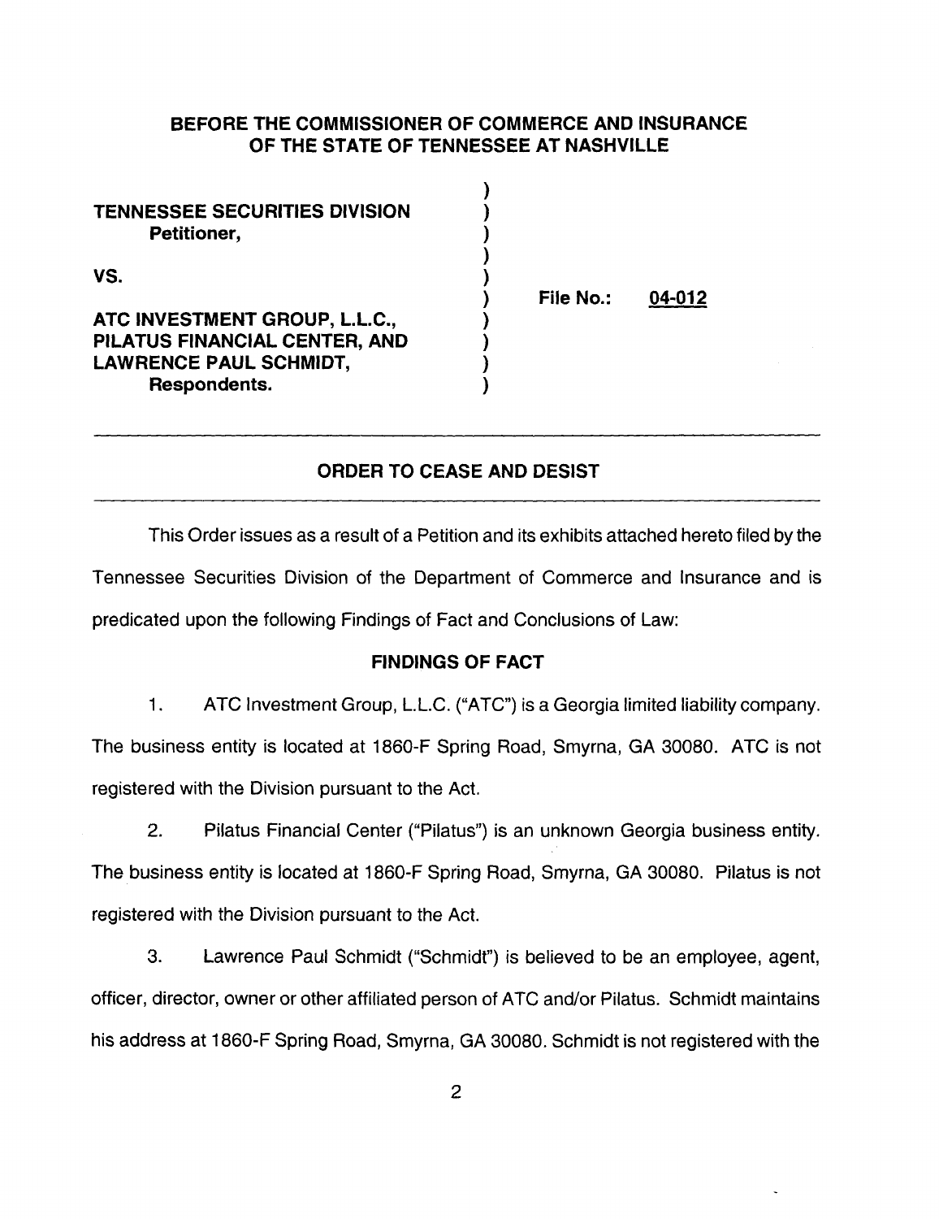**BEFORE THE COMMISSIONER OF COMMERCE AND INSURANCE OF THE STATE OF TENNESSEE AT NASHVILLE**

| | |
|---|---|
| **TENNESSEE SECURITIES DIVISION**<br>**Petitioner,** | |
| **VS.** | **File No.:** <u>04-012</u> |
| **ATC INVESTMENT GROUP, L.L.C., PILATUS FINANCIAL CENTER, AND LAWRENCE PAUL SCHMIDT,**<br>**Respondents.** | |

---

## ORDER TO CEASE AND DESIST

---

This Order issues as a result of a Petition and its exhibits attached hereto filed by the Tennessee Securities Division of the Department of Commerce and Insurance and is predicated upon the following Findings of Fact and Conclusions of Law:

### FINDINGS OF FACT

1. ATC Investment Group, L.L.C. ("ATC") is a Georgia limited liability company. The business entity is located at 1860-F Spring Road, Smyrna, GA 30080. ATC is not registered with the Division pursuant to the Act.

2. Pilatus Financial Center ("Pilatus") is an unknown Georgia business entity. The business entity is located at 1860-F Spring Road, Smyrna, GA 30080. Pilatus is not registered with the Division pursuant to the Act.

3. Lawrence Paul Schmidt ("Schmidt") is believed to be an employee, agent, officer, director, owner or other affiliated person of ATC and/or Pilatus. Schmidt maintains his address at 1860-F Spring Road, Smyrna, GA 30080. Schmidt is not registered with the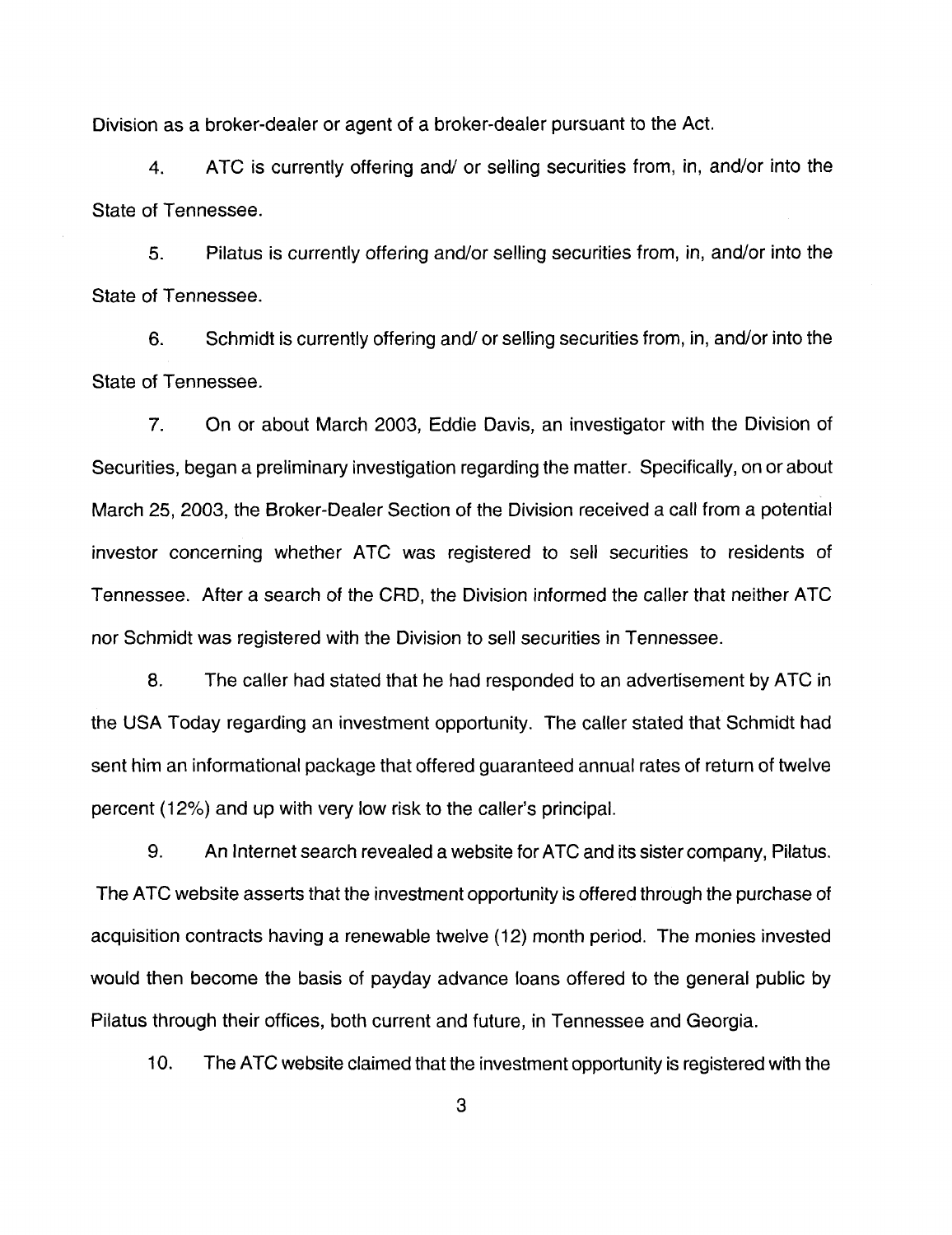Division as a broker-dealer or agent of a broker-dealer pursuant to the Act.

4. ATC is currently offering and/ or selling securities from, in, and/or into the State of Tennessee.

5. Pilatus is currently offering and/or selling securities from, in, and/or into the State of Tennessee.

6. Schmidt is currently offering and/ or selling securities from, in, and/or into the State of Tennessee.

7. On or about March 2003, Eddie Davis, an investigator with the Division of Securities, began a preliminary investigation regarding the matter. Specifically, on or about March 25, 2003, the Broker-Dealer Section of the Division received a call from a potential investor concerning whether ATC was registered to sell securities to residents of Tennessee. After a search of the CRD, the Division informed the caller that neither ATC nor Schmidt was registered with the Division to sell securities in Tennessee.

8. The caller had stated that he had responded to an advertisement by ATC in the USA Today regarding an investment opportunity. The caller stated that Schmidt had sent him an informational package that offered guaranteed annual rates of return of twelve percent (12%) and up with very low risk to the caller's principal.

9. An Internet search revealed a website for ATC and its sister company, Pilatus. The ATC website asserts that the investment opportunity is offered through the purchase of acquisition contracts having a renewable twelve (12) month period. The monies invested would then become the basis of payday advance loans offered to the general public by Pilatus through their offices, both current and future, in Tennessee and Georgia.

10. The ATC website claimed that the investment opportunity is registered with the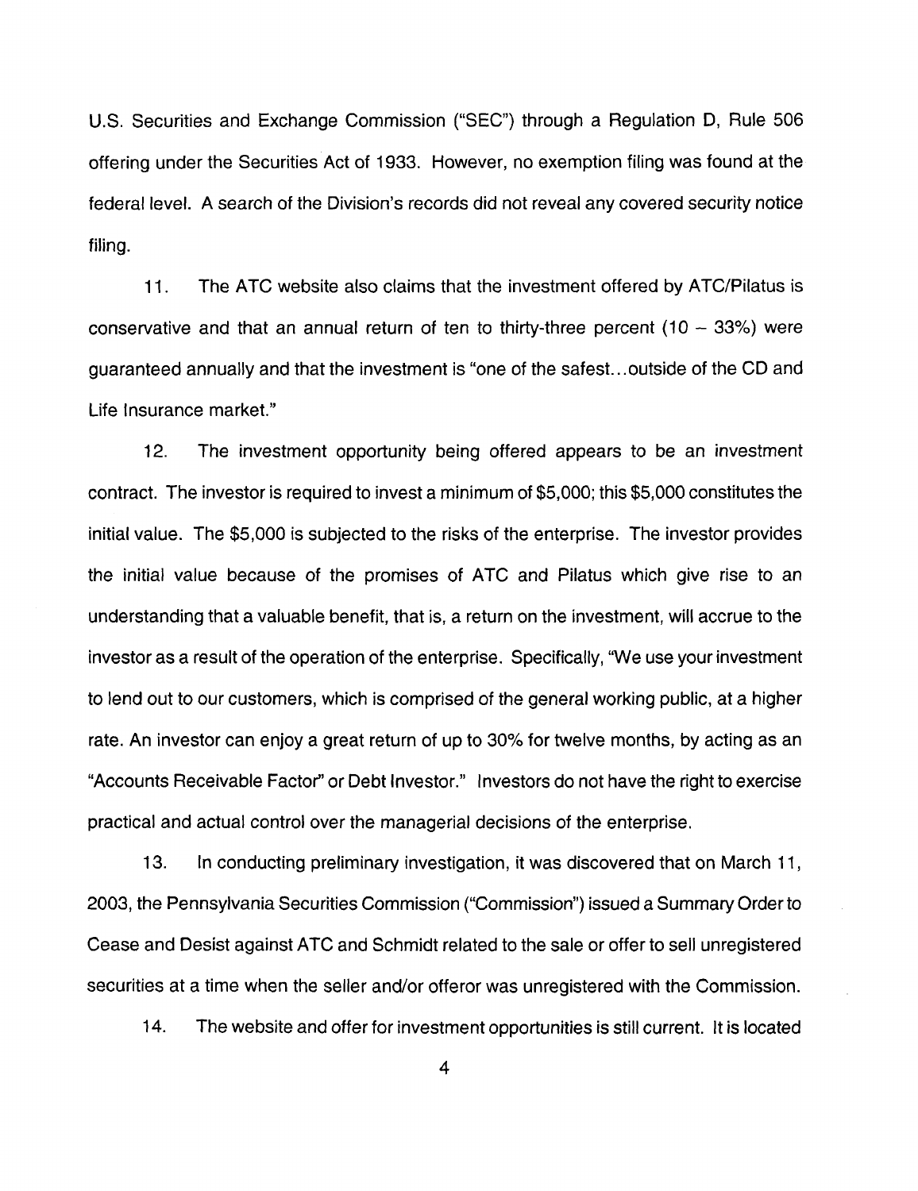U.S. Securities and Exchange Commission ("SEC") through a Regulation D, Rule 506 offering under the Securities Act of 1933. However, no exemption filing was found at the federal level. A search of the Division's records did not reveal any covered security notice filing.

11. The ATC website also claims that the investment offered by ATC/Pilatus is conservative and that an annual return of ten to thirty-three percent (10 – 33%) were guaranteed annually and that the investment is "one of the safest...outside of the CD and Life Insurance market."

12. The investment opportunity being offered appears to be an investment contract. The investor is required to invest a minimum of $5,000; this $5,000 constitutes the initial value. The $5,000 is subjected to the risks of the enterprise. The investor provides the initial value because of the promises of ATC and Pilatus which give rise to an understanding that a valuable benefit, that is, a return on the investment, will accrue to the investor as a result of the operation of the enterprise. Specifically, "We use your investment to lend out to our customers, which is comprised of the general working public, at a higher rate. An investor can enjoy a great return of up to 30% for twelve months, by acting as an "Accounts Receivable Factor" or Debt Investor." Investors do not have the right to exercise practical and actual control over the managerial decisions of the enterprise.

13. In conducting preliminary investigation, it was discovered that on March 11, 2003, the Pennsylvania Securities Commission ("Commission") issued a Summary Order to Cease and Desist against ATC and Schmidt related to the sale or offer to sell unregistered securities at a time when the seller and/or offeror was unregistered with the Commission.

14. The website and offer for investment opportunities is still current. It is located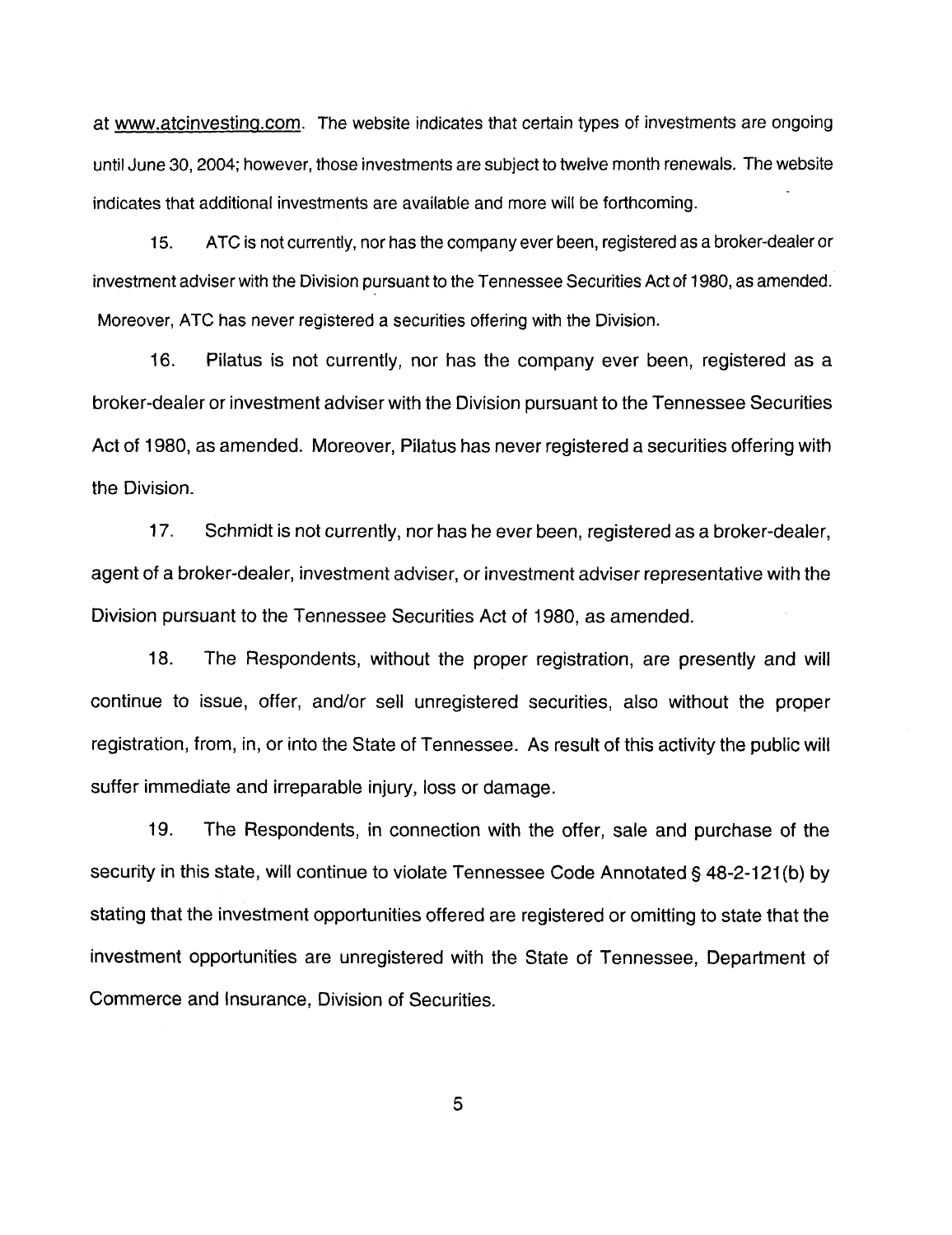at www.atcinvesting.com. The website indicates that certain types of investments are ongoing until June 30, 2004; however, those investments are subject to twelve month renewals. The website indicates that additional investments are available and more will be forthcoming.

15. ATC is not currently, nor has the company ever been, registered as a broker-dealer or investment adviser with the Division pursuant to the Tennessee Securities Act of 1980, as amended. Moreover, ATC has never registered a securities offering with the Division.

16. Pilatus is not currently, nor has the company ever been, registered as a broker-dealer or investment adviser with the Division pursuant to the Tennessee Securities Act of 1980, as amended. Moreover, Pilatus has never registered a securities offering with the Division.

17. Schmidt is not currently, nor has he ever been, registered as a broker-dealer, agent of a broker-dealer, investment adviser, or investment adviser representative with the Division pursuant to the Tennessee Securities Act of 1980, as amended.

18. The Respondents, without the proper registration, are presently and will continue to issue, offer, and/or sell unregistered securities, also without the proper registration, from, in, or into the State of Tennessee. As result of this activity the public will suffer immediate and irreparable injury, loss or damage.

19. The Respondents, in connection with the offer, sale and purchase of the security in this state, will continue to violate Tennessee Code Annotated § 48-2-121(b) by stating that the investment opportunities offered are registered or omitting to state that the investment opportunities are unregistered with the State of Tennessee, Department of Commerce and Insurance, Division of Securities.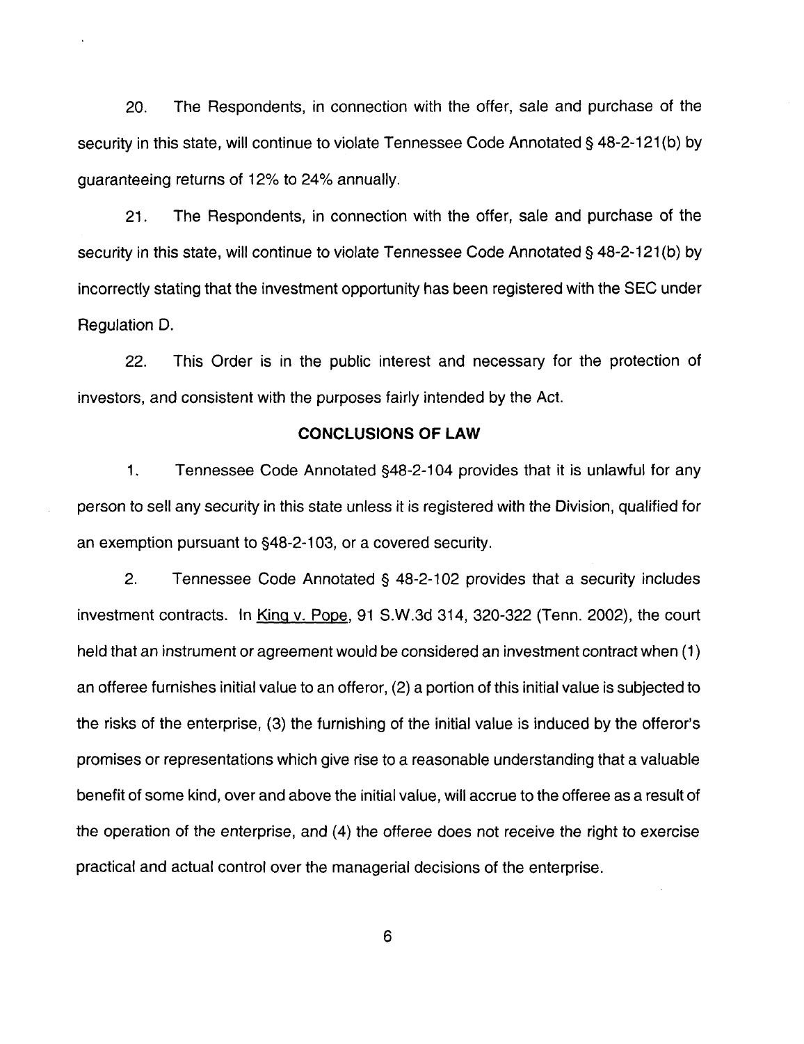20. The Respondents, in connection with the offer, sale and purchase of the security in this state, will continue to violate Tennessee Code Annotated § 48-2-121(b) by guaranteeing returns of 12% to 24% annually.

21. The Respondents, in connection with the offer, sale and purchase of the security in this state, will continue to violate Tennessee Code Annotated § 48-2-121(b) by incorrectly stating that the investment opportunity has been registered with the SEC under Regulation D.

22. This Order is in the public interest and necessary for the protection of investors, and consistent with the purposes fairly intended by the Act.

## CONCLUSIONS OF LAW

1. Tennessee Code Annotated §48-2-104 provides that it is unlawful for any person to sell any security in this state unless it is registered with the Division, qualified for an exemption pursuant to §48-2-103, or a covered security.

2. Tennessee Code Annotated § 48-2-102 provides that a security includes investment contracts. In King v. Pope, 91 S.W.3d 314, 320-322 (Tenn. 2002), the court held that an instrument or agreement would be considered an investment contract when (1) an offeree furnishes initial value to an offeror, (2) a portion of this initial value is subjected to the risks of the enterprise, (3) the furnishing of the initial value is induced by the offeror's promises or representations which give rise to a reasonable understanding that a valuable benefit of some kind, over and above the initial value, will accrue to the offeree as a result of the operation of the enterprise, and (4) the offeree does not receive the right to exercise practical and actual control over the managerial decisions of the enterprise.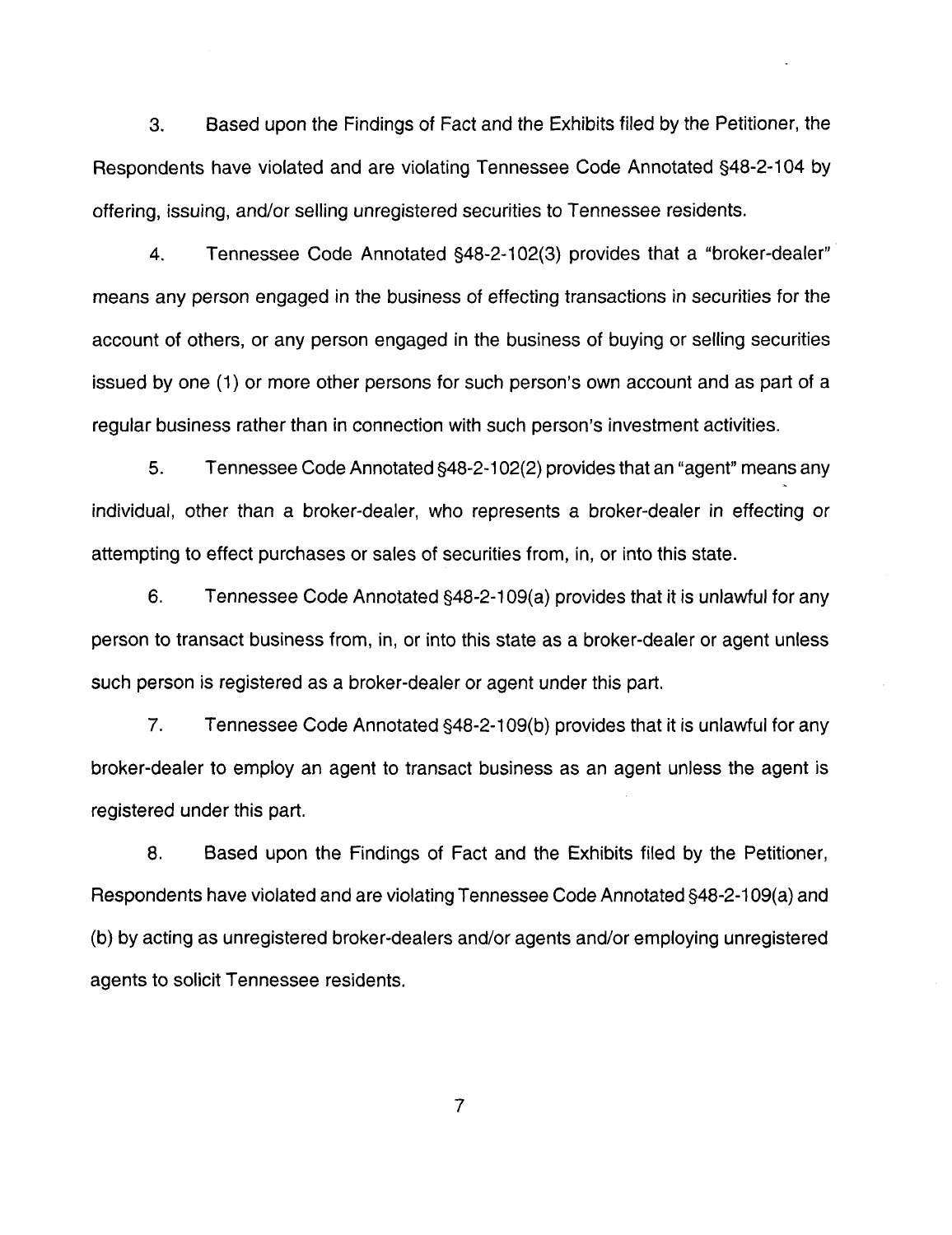3. Based upon the Findings of Fact and the Exhibits filed by the Petitioner, the Respondents have violated and are violating Tennessee Code Annotated §48-2-104 by offering, issuing, and/or selling unregistered securities to Tennessee residents.

4. Tennessee Code Annotated §48-2-102(3) provides that a "broker-dealer" means any person engaged in the business of effecting transactions in securities for the account of others, or any person engaged in the business of buying or selling securities issued by one (1) or more other persons for such person's own account and as part of a regular business rather than in connection with such person's investment activities.

5. Tennessee Code Annotated §48-2-102(2) provides that an "agent" means any individual, other than a broker-dealer, who represents a broker-dealer in effecting or attempting to effect purchases or sales of securities from, in, or into this state.

6. Tennessee Code Annotated §48-2-109(a) provides that it is unlawful for any person to transact business from, in, or into this state as a broker-dealer or agent unless such person is registered as a broker-dealer or agent under this part.

7. Tennessee Code Annotated §48-2-109(b) provides that it is unlawful for any broker-dealer to employ an agent to transact business as an agent unless the agent is registered under this part.

8. Based upon the Findings of Fact and the Exhibits filed by the Petitioner, Respondents have violated and are violating Tennessee Code Annotated §48-2-109(a) and (b) by acting as unregistered broker-dealers and/or agents and/or employing unregistered agents to solicit Tennessee residents.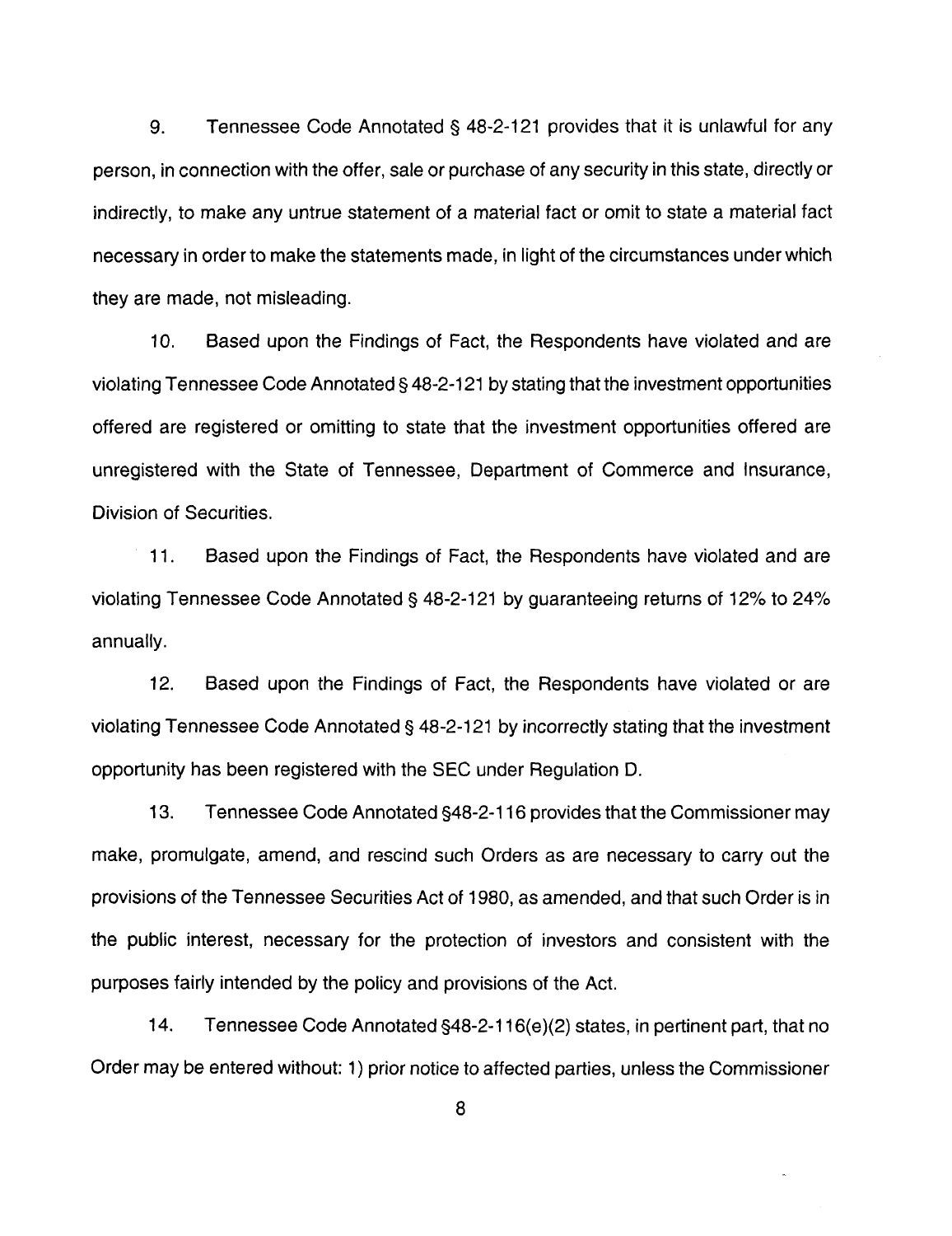9. Tennessee Code Annotated § 48-2-121 provides that it is unlawful for any person, in connection with the offer, sale or purchase of any security in this state, directly or indirectly, to make any untrue statement of a material fact or omit to state a material fact necessary in order to make the statements made, in light of the circumstances under which they are made, not misleading.

10. Based upon the Findings of Fact, the Respondents have violated and are violating Tennessee Code Annotated § 48-2-121 by stating that the investment opportunities offered are registered or omitting to state that the investment opportunities offered are unregistered with the State of Tennessee, Department of Commerce and Insurance, Division of Securities.

11. Based upon the Findings of Fact, the Respondents have violated and are violating Tennessee Code Annotated § 48-2-121 by guaranteeing returns of 12% to 24% annually.

12. Based upon the Findings of Fact, the Respondents have violated or are violating Tennessee Code Annotated § 48-2-121 by incorrectly stating that the investment opportunity has been registered with the SEC under Regulation D.

13. Tennessee Code Annotated §48-2-116 provides that the Commissioner may make, promulgate, amend, and rescind such Orders as are necessary to carry out the provisions of the Tennessee Securities Act of 1980, as amended, and that such Order is in the public interest, necessary for the protection of investors and consistent with the purposes fairly intended by the policy and provisions of the Act.

14. Tennessee Code Annotated §48-2-116(e)(2) states, in pertinent part, that no Order may be entered without: 1) prior notice to affected parties, unless the Commissioner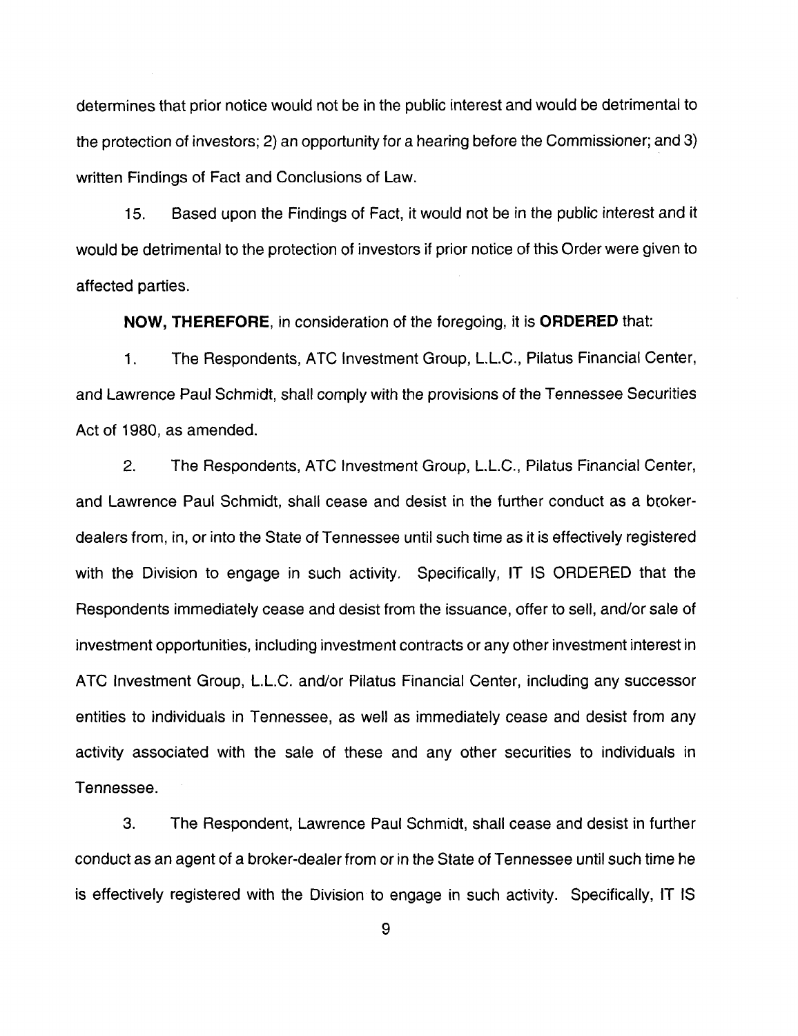determines that prior notice would not be in the public interest and would be detrimental to the protection of investors; 2) an opportunity for a hearing before the Commissioner; and 3) written Findings of Fact and Conclusions of Law.

15. Based upon the Findings of Fact, it would not be in the public interest and it would be detrimental to the protection of investors if prior notice of this Order were given to affected parties.

**NOW, THEREFORE**, in consideration of the foregoing, it is **ORDERED** that:

1. The Respondents, ATC Investment Group, L.L.C., Pilatus Financial Center, and Lawrence Paul Schmidt, shall comply with the provisions of the Tennessee Securities Act of 1980, as amended.

2. The Respondents, ATC Investment Group, L.L.C., Pilatus Financial Center, and Lawrence Paul Schmidt, shall cease and desist in the further conduct as a broker-dealers from, in, or into the State of Tennessee until such time as it is effectively registered with the Division to engage in such activity. Specifically, IT IS ORDERED that the Respondents immediately cease and desist from the issuance, offer to sell, and/or sale of investment opportunities, including investment contracts or any other investment interest in ATC Investment Group, L.L.C. and/or Pilatus Financial Center, including any successor entities to individuals in Tennessee, as well as immediately cease and desist from any activity associated with the sale of these and any other securities to individuals in Tennessee.

3. The Respondent, Lawrence Paul Schmidt, shall cease and desist in further conduct as an agent of a broker-dealer from or in the State of Tennessee until such time he is effectively registered with the Division to engage in such activity. Specifically, IT IS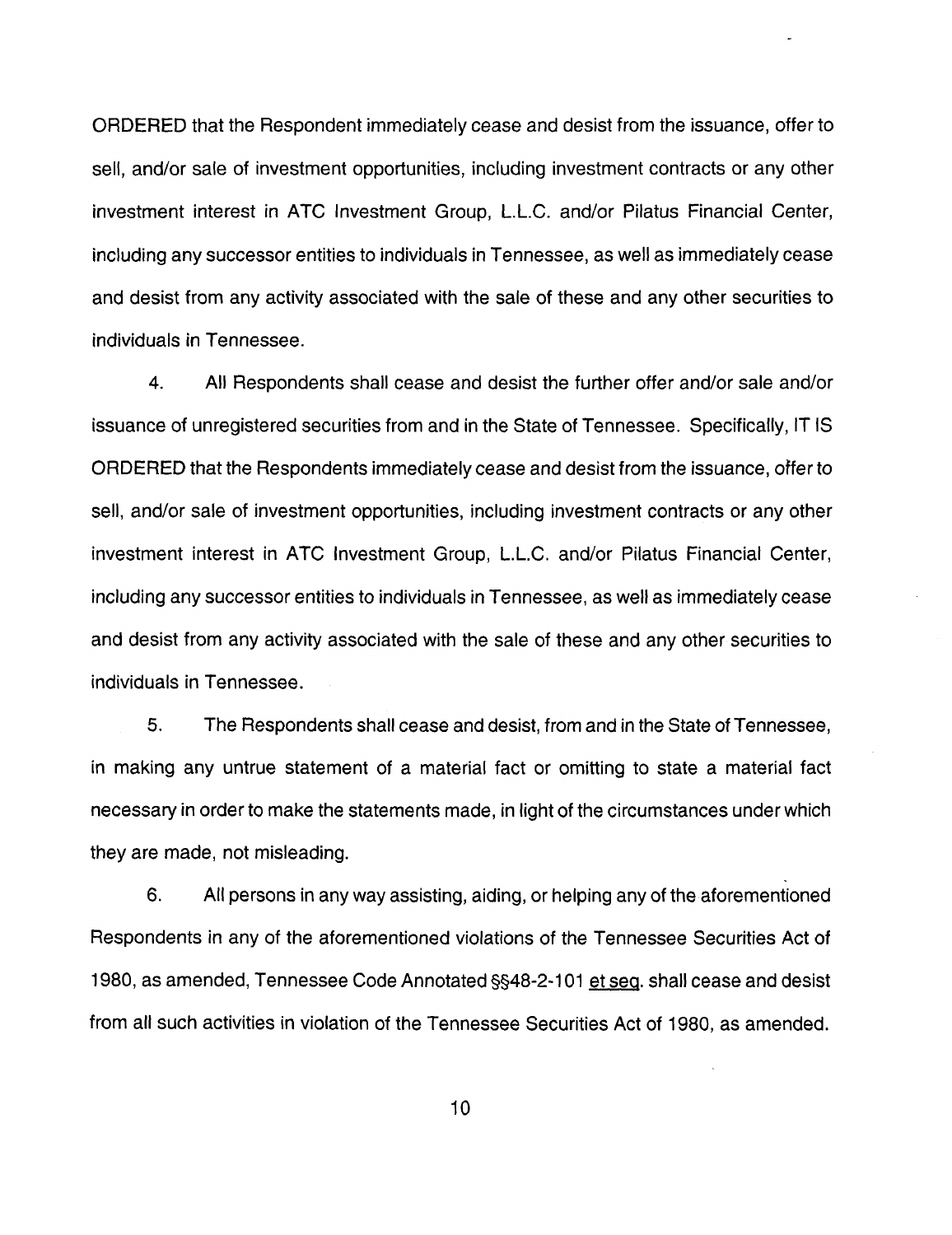ORDERED that the Respondent immediately cease and desist from the issuance, offer to sell, and/or sale of investment opportunities, including investment contracts or any other investment interest in ATC Investment Group, L.L.C. and/or Pilatus Financial Center, including any successor entities to individuals in Tennessee, as well as immediately cease and desist from any activity associated with the sale of these and any other securities to individuals in Tennessee.

4. All Respondents shall cease and desist the further offer and/or sale and/or issuance of unregistered securities from and in the State of Tennessee. Specifically, IT IS ORDERED that the Respondents immediately cease and desist from the issuance, offer to sell, and/or sale of investment opportunities, including investment contracts or any other investment interest in ATC Investment Group, L.L.C. and/or Pilatus Financial Center, including any successor entities to individuals in Tennessee, as well as immediately cease and desist from any activity associated with the sale of these and any other securities to individuals in Tennessee.

5. The Respondents shall cease and desist, from and in the State of Tennessee, in making any untrue statement of a material fact or omitting to state a material fact necessary in order to make the statements made, in light of the circumstances under which they are made, not misleading.

6. All persons in any way assisting, aiding, or helping any of the aforementioned Respondents in any of the aforementioned violations of the Tennessee Securities Act of 1980, as amended, Tennessee Code Annotated §§48-2-101 et seq. shall cease and desist from all such activities in violation of the Tennessee Securities Act of 1980, as amended.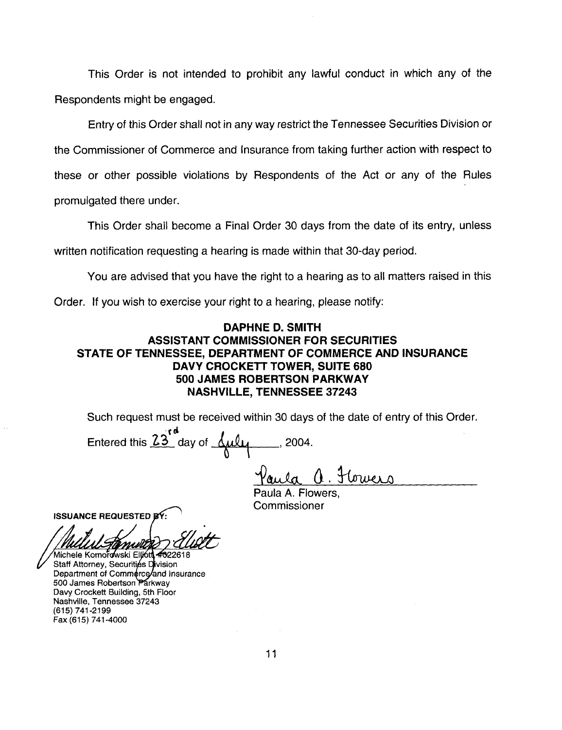This Order is not intended to prohibit any lawful conduct in which any of the Respondents might be engaged.

Entry of this Order shall not in any way restrict the Tennessee Securities Division or the Commissioner of Commerce and Insurance from taking further action with respect to these or other possible violations by Respondents of the Act or any of the Rules promulgated there under.

This Order shall become a Final Order 30 days from the date of its entry, unless written notification requesting a hearing is made within that 30-day period.

You are advised that you have the right to a hearing as to all matters raised in this Order. If you wish to exercise your right to a hearing, please notify:

**DAPHNE D. SMITH**
**ASSISTANT COMMISSIONER FOR SECURITIES**
**STATE OF TENNESSEE, DEPARTMENT OF COMMERCE AND INSURANCE**
**DAVY CROCKETT TOWER, SUITE 680**
**500 JAMES ROBERTSON PARKWAY**
**NASHVILLE, TENNESSEE 37243**

Such request must be received within 30 days of the date of entry of this Order.

Entered this 23rd day of July, 2004.

Paula A. Flowers

Paula A. Flowers,
Commissioner

**ISSUANCE REQUESTED BY:**

Michele Komorowski Elliott

Michele Komorowski Elliott #022618
Staff Attorney, Securities Division
Department of Commerce and Insurance
500 James Robertson Parkway
Davy Crockett Building, 5th Floor
Nashville, Tennessee 37243
(615) 741-2199
Fax (615) 741-4000